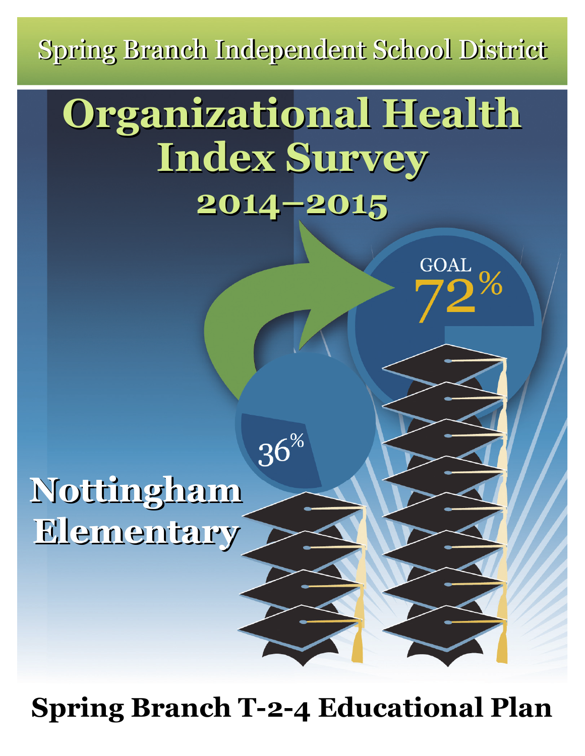Spring Branch Independent School District

# Organizational Health Index Survey

## 2014–2015

GOAL 72%

36%

# Nottingham Elementary

**Spring Branch T-2-4 Educational Plan**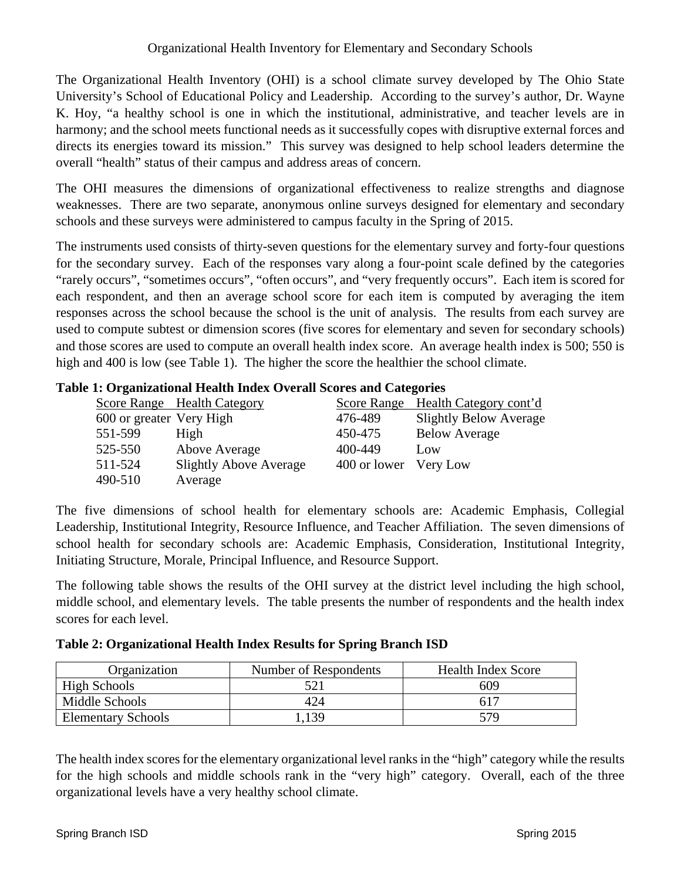Organizational Health Inventory for Elementary and Secondary Schools

The Organizational Health Inventory (OHI) is a school climate survey developed by The Ohio State University's School of Educational Policy and Leadership. According to the survey's author, Dr. Wayne K. Hoy, "a healthy school is one in which the institutional, administrative, and teacher levels are in harmony; and the school meets functional needs as it successfully copes with disruptive external forces and directs its energies toward its mission." This survey was designed to help school leaders determine the overall "health" status of their campus and address areas of concern.

The OHI measures the dimensions of organizational effectiveness to realize strengths and diagnose weaknesses. There are two separate, anonymous online surveys designed for elementary and secondary schools and these surveys were administered to campus faculty in the Spring of 2015.

The instruments used consists of thirty-seven questions for the elementary survey and forty-four questions for the secondary survey. Each of the responses vary along a four-point scale defined by the categories "rarely occurs", "sometimes occurs", "often occurs", and "very frequently occurs". Each item is scored for each respondent, and then an average school score for each item is computed by averaging the item responses across the school because the school is the unit of analysis. The results from each survey are used to compute subtest or dimension scores (five scores for elementary and seven for secondary schools) and those scores are used to compute an overall health index score. An average health index is 500; 550 is high and 400 is low (see Table 1). The higher the score the healthier the school climate.

**Table 1: Organizational Health Index Overall Scores and Categories**

| Score Range | Health Category | Score Range | Health Category cont'd |
|---|---|---|---|
| 600 or greater | Very High | 476-489 | Slightly Below Average |
| 551-599 | High | 450-475 | Below Average |
| 525-550 | Above Average | 400-449 | Low |
| 511-524 | Slightly Above Average | 400 or lower | Very Low |
| 490-510 | Average | | |

The five dimensions of school health for elementary schools are: Academic Emphasis, Collegial Leadership, Institutional Integrity, Resource Influence, and Teacher Affiliation. The seven dimensions of school health for secondary schools are: Academic Emphasis, Consideration, Institutional Integrity, Initiating Structure, Morale, Principal Influence, and Resource Support.

The following table shows the results of the OHI survey at the district level including the high school, middle school, and elementary levels. The table presents the number of respondents and the health index scores for each level.

**Table 2: Organizational Health Index Results for Spring Branch ISD**

| Organization | Number of Respondents | Health Index Score |
|---|---|---|
| High Schools | 521 | 609 |
| Middle Schools | 424 | 617 |
| Elementary Schools | 1,139 | 579 |

The health index scores for the elementary organizational level ranks in the "high" category while the results for the high schools and middle schools rank in the "very high" category. Overall, each of the three organizational levels have a very healthy school climate.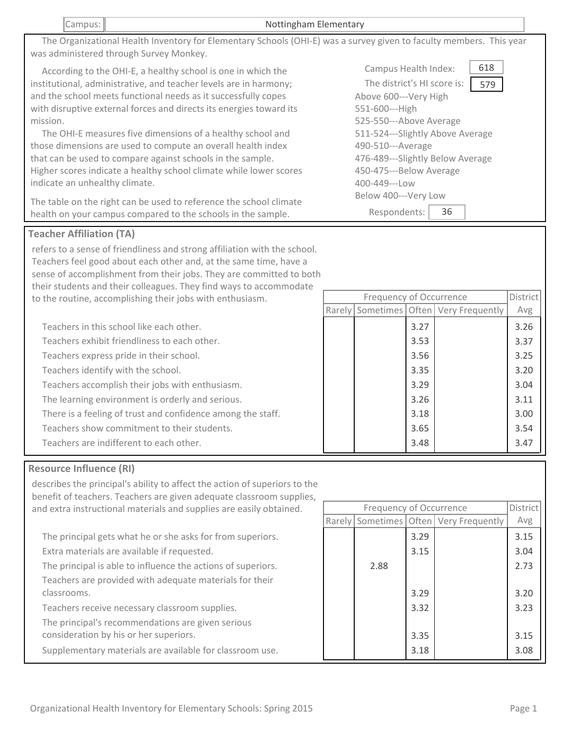| Campus: | Nottingham Elementary |
|---|---|

The Organizational Health Inventory for Elementary Schools (OHI-E) was a survey given to faculty members. This year was administered through Survey Monkey.

According to the OHI-E, a healthy school is one in which the institutional, administrative, and teacher levels are in harmony; and the school meets functional needs as it successfully copes with disruptive external forces and directs its energies toward its mission.

The OHI-E measures five dimensions of a healthy school and those dimensions are used to compute an overall health index that can be used to compare against schools in the sample. Higher scores indicate a healthy school climate while lower scores indicate an unhealthy climate.

The table on the right can be used to reference the school climate health on your campus compared to the schools in the sample.

Campus Health Index: 618

The district's HI score is: 579

- Above 600---Very High
- 551-600---High
- 525-550---Above Average
- 511-524---Slightly Above Average
- 490-510---Average
- 476-489---Slightly Below Average
- 450-475---Below Average
- 400-449---Low
- Below 400---Very Low

Respondents: 36

## Teacher Affiliation (TA)

refers to a sense of friendliness and strong affiliation with the school. Teachers feel good about each other and, at the same time, have a sense of accomplishment from their jobs. They are committed to both their students and their colleagues. They find ways to accommodate to the routine, accomplishing their jobs with enthusiasm.

| | Frequency of Occurrence | | | | District Avg |
|---|---|---|---|---|---|
| | Rarely | Sometimes | Often | Very Frequently | |
| Teachers in this school like each other. | | | 3.27 | | 3.26 |
| Teachers exhibit friendliness to each other. | | | 3.53 | | 3.37 |
| Teachers express pride in their school. | | | 3.56 | | 3.25 |
| Teachers identify with the school. | | | 3.35 | | 3.20 |
| Teachers accomplish their jobs with enthusiasm. | | | 3.29 | | 3.04 |
| The learning environment is orderly and serious. | | | 3.26 | | 3.11 |
| There is a feeling of trust and confidence among the staff. | | | 3.18 | | 3.00 |
| Teachers show commitment to their students. | | | 3.65 | | 3.54 |
| Teachers are indifferent to each other. | | | 3.48 | | 3.47 |

## Resource Influence (RI)

describes the principal's ability to affect the action of superiors to the benefit of teachers. Teachers are given adequate classroom supplies, and extra instructional materials and supplies are easily obtained.

| | Frequency of Occurrence | | | | District Avg |
|---|---|---|---|---|---|
| | Rarely | Sometimes | Often | Very Frequently | |
| The principal gets what he or she asks for from superiors. | | | 3.29 | | 3.15 |
| Extra materials are available if requested. | | | 3.15 | | 3.04 |
| The principal is able to influence the actions of superiors. | | 2.88 | | | 2.73 |
| Teachers are provided with adequate materials for their classrooms. | | | 3.29 | | 3.20 |
| Teachers receive necessary classroom supplies. | | | 3.32 | | 3.23 |
| The principal's recommendations are given serious consideration by his or her superiors. | | | 3.35 | | 3.15 |
| Supplementary materials are available for classroom use. | | | 3.18 | | 3.08 |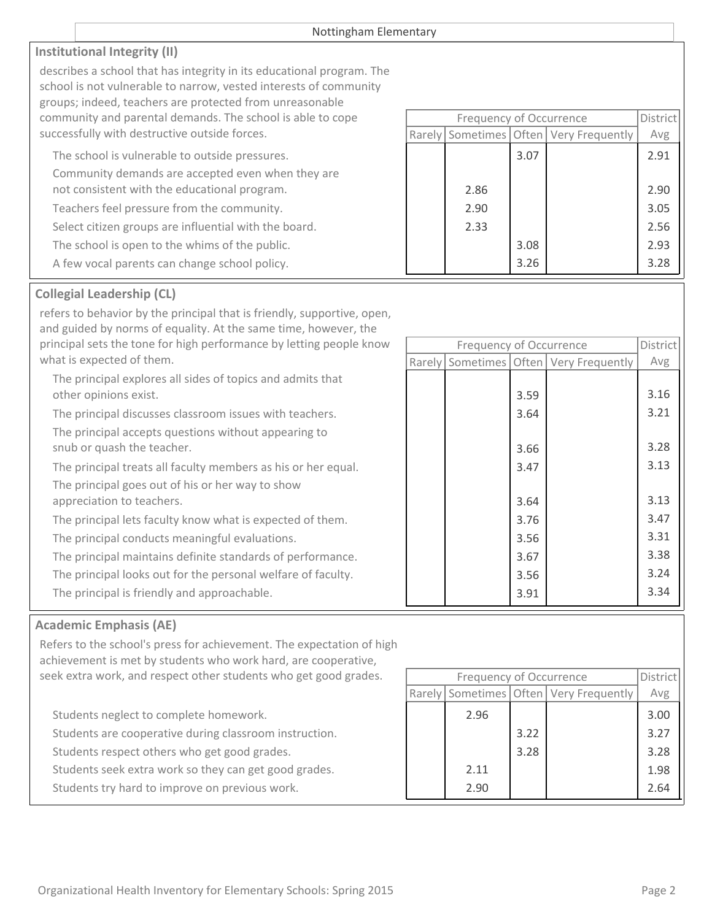Nottingham Elementary

## Institutional Integrity (II)

describes a school that has integrity in its educational program. The school is not vulnerable to narrow, vested interests of community groups; indeed, teachers are protected from unreasonable community and parental demands. The school is able to cope successfully with destructive outside forces.

| | Frequency of Occurrence | | | | District |
|---|---|---|---|---|---|
| | Rarely | Sometimes | Often | Very Frequently | Avg |
| The school is vulnerable to outside pressures. | | | 3.07 | | 2.91 |
| Community demands are accepted even when they are not consistent with the educational program. | | 2.86 | | | 2.90 |
| Teachers feel pressure from the community. | | 2.90 | | | 3.05 |
| Select citizen groups are influential with the board. | | 2.33 | | | 2.56 |
| The school is open to the whims of the public. | | | 3.08 | | 2.93 |
| A few vocal parents can change school policy. | | | 3.26 | | 3.28 |

## Collegial Leadership (CL)

refers to behavior by the principal that is friendly, supportive, open, and guided by norms of equality. At the same time, however, the principal sets the tone for high performance by letting people know what is expected of them.

| | Frequency of Occurrence | | | | District |
|---|---|---|---|---|---|
| | Rarely | Sometimes | Often | Very Frequently | Avg |
| The principal explores all sides of topics and admits that other opinions exist. | | | 3.59 | | 3.16 |
| The principal discusses classroom issues with teachers. | | | 3.64 | | 3.21 |
| The principal accepts questions without appearing to snub or quash the teacher. | | | 3.66 | | 3.28 |
| The principal treats all faculty members as his or her equal. | | | 3.47 | | 3.13 |
| The principal goes out of his or her way to show appreciation to teachers. | | | 3.64 | | 3.13 |
| The principal lets faculty know what is expected of them. | | | 3.76 | | 3.47 |
| The principal conducts meaningful evaluations. | | | 3.56 | | 3.31 |
| The principal maintains definite standards of performance. | | | 3.67 | | 3.38 |
| The principal looks out for the personal welfare of faculty. | | | 3.56 | | 3.24 |
| The principal is friendly and approachable. | | | 3.91 | | 3.34 |

## Academic Emphasis (AE)

Refers to the school's press for achievement. The expectation of high achievement is met by students who work hard, are cooperative, seek extra work, and respect other students who get good grades.

| | Frequency of Occurrence | | | | District |
|---|---|---|---|---|---|
| | Rarely | Sometimes | Often | Very Frequently | Avg |
| Students neglect to complete homework. | | 2.96 | | | 3.00 |
| Students are cooperative during classroom instruction. | | | 3.22 | | 3.27 |
| Students respect others who get good grades. | | | 3.28 | | 3.28 |
| Students seek extra work so they can get good grades. | | 2.11 | | | 1.98 |
| Students try hard to improve on previous work. | | 2.90 | | | 2.64 |